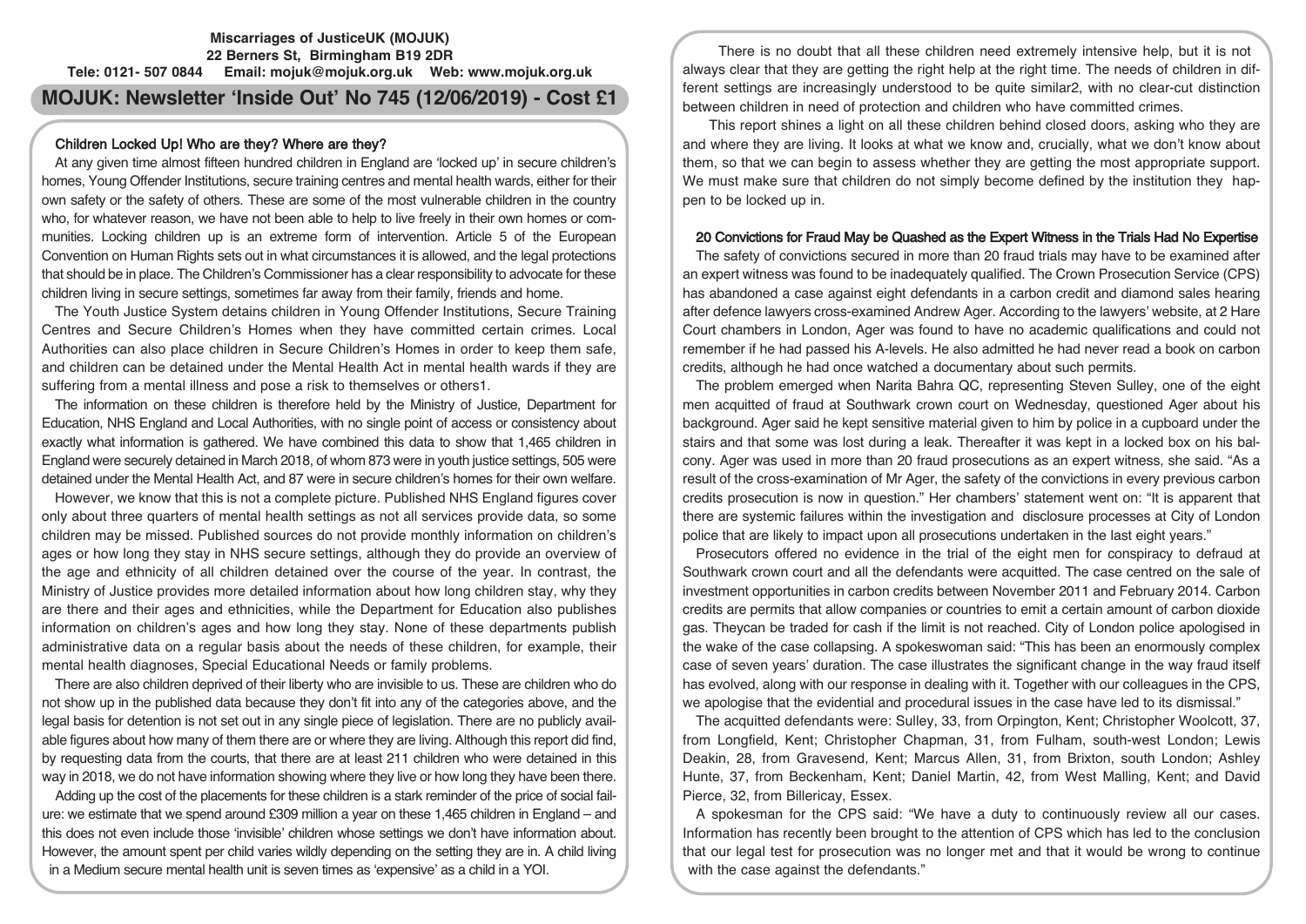**Miscarriages of JusticeUK (MOJUK)**
**22 Berners St, Birmingham B19 2DR**
**Tele: 0121- 507 0844 Email: mojuk@mojuk.org.uk Web: www.mojuk.org.uk**

# MOJUK: Newsletter 'Inside Out' No 745 (12/06/2019) - Cost £1

## Children Locked Up! Who are they? Where are they?

At any given time almost fifteen hundred children in England are 'locked up' in secure children's homes, Young Offender Institutions, secure training centres and mental health wards, either for their own safety or the safety of others. These are some of the most vulnerable children in the country who, for whatever reason, we have not been able to help to live freely in their own homes or communities. Locking children up is an extreme form of intervention. Article 5 of the European Convention on Human Rights sets out in what circumstances it is allowed, and the legal protections that should be in place. The Children's Commissioner has a clear responsibility to advocate for these children living in secure settings, sometimes far away from their family, friends and home.

The Youth Justice System detains children in Young Offender Institutions, Secure Training Centres and Secure Children's Homes when they have committed certain crimes. Local Authorities can also place children in Secure Children's Homes in order to keep them safe, and children can be detained under the Mental Health Act in mental health wards if they are suffering from a mental illness and pose a risk to themselves or others1.

The information on these children is therefore held by the Ministry of Justice, Department for Education, NHS England and Local Authorities, with no single point of access or consistency about exactly what information is gathered. We have combined this data to show that 1,465 children in England were securely detained in March 2018, of whom 873 were in youth justice settings, 505 were detained under the Mental Health Act, and 87 were in secure children's homes for their own welfare.

However, we know that this is not a complete picture. Published NHS England figures cover only about three quarters of mental health settings as not all services provide data, so some children may be missed. Published sources do not provide monthly information on children's ages or how long they stay in NHS secure settings, although they do provide an overview of the age and ethnicity of all children detained over the course of the year. In contrast, the Ministry of Justice provides more detailed information about how long children stay, why they are there and their ages and ethnicities, while the Department for Education also publishes information on children's ages and how long they stay. None of these departments publish administrative data on a regular basis about the needs of these children, for example, their mental health diagnoses, Special Educational Needs or family problems.

There are also children deprived of their liberty who are invisible to us. These are children who do not show up in the published data because they don't fit into any of the categories above, and the legal basis for detention is not set out in any single piece of legislation. There are no publicly available figures about how many of them there are or where they are living. Although this report did find, by requesting data from the courts, that there are at least 211 children who were detained in this way in 2018, we do not have information showing where they live or how long they have been there.

Adding up the cost of the placements for these children is a stark reminder of the price of social failure: we estimate that we spend around £309 million a year on these 1,465 children in England – and this does not even include those 'invisible' children whose settings we don't have information about. However, the amount spent per child varies wildly depending on the setting they are in. A child living in a Medium secure mental health unit is seven times as 'expensive' as a child in a YOI.

There is no doubt that all these children need extremely intensive help, but it is not always clear that they are getting the right help at the right time. The needs of children in different settings are increasingly understood to be quite similar2, with no clear-cut distinction between children in need of protection and children who have committed crimes.

This report shines a light on all these children behind closed doors, asking who they are and where they are living. It looks at what we know and, crucially, what we don't know about them, so that we can begin to assess whether they are getting the most appropriate support. We must make sure that children do not simply become defined by the institution they happen to be locked up in.

## 20 Convictions for Fraud May be Quashed as the Expert Witness in the Trials Had No Expertise

The safety of convictions secured in more than 20 fraud trials may have to be examined after an expert witness was found to be inadequately qualified. The Crown Prosecution Service (CPS) has abandoned a case against eight defendants in a carbon credit and diamond sales hearing after defence lawyers cross-examined Andrew Ager. According to the lawyers' website, at 2 Hare Court chambers in London, Ager was found to have no academic qualifications and could not remember if he had passed his A-levels. He also admitted he had never read a book on carbon credits, although he had once watched a documentary about such permits.

The problem emerged when Narita Bahra QC, representing Steven Sulley, one of the eight men acquitted of fraud at Southwark crown court on Wednesday, questioned Ager about his background. Ager said he kept sensitive material given to him by police in a cupboard under the stairs and that some was lost during a leak. Thereafter it was kept in a locked box on his balcony. Ager was used in more than 20 fraud prosecutions as an expert witness, she said. "As a result of the cross-examination of Mr Ager, the safety of the convictions in every previous carbon credits prosecution is now in question." Her chambers' statement went on: "It is apparent that there are systemic failures within the investigation and disclosure processes at City of London police that are likely to impact upon all prosecutions undertaken in the last eight years."

Prosecutors offered no evidence in the trial of the eight men for conspiracy to defraud at Southwark crown court and all the defendants were acquitted. The case centred on the sale of investment opportunities in carbon credits between November 2011 and February 2014. Carbon credits are permits that allow companies or countries to emit a certain amount of carbon dioxide gas. Theycan be traded for cash if the limit is not reached. City of London police apologised in the wake of the case collapsing. A spokeswoman said: "This has been an enormously complex case of seven years' duration. The case illustrates the significant change in the way fraud itself has evolved, along with our response in dealing with it. Together with our colleagues in the CPS, we apologise that the evidential and procedural issues in the case have led to its dismissal."

The acquitted defendants were: Sulley, 33, from Orpington, Kent; Christopher Woolcott, 37, from Longfield, Kent; Christopher Chapman, 31, from Fulham, south-west London; Lewis Deakin, 28, from Gravesend, Kent; Marcus Allen, 31, from Brixton, south London; Ashley Hunte, 37, from Beckenham, Kent; Daniel Martin, 42, from West Malling, Kent; and David Pierce, 32, from Billericay, Essex.

A spokesman for the CPS said: "We have a duty to continuously review all our cases. Information has recently been brought to the attention of CPS which has led to the conclusion that our legal test for prosecution was no longer met and that it would be wrong to continue with the case against the defendants."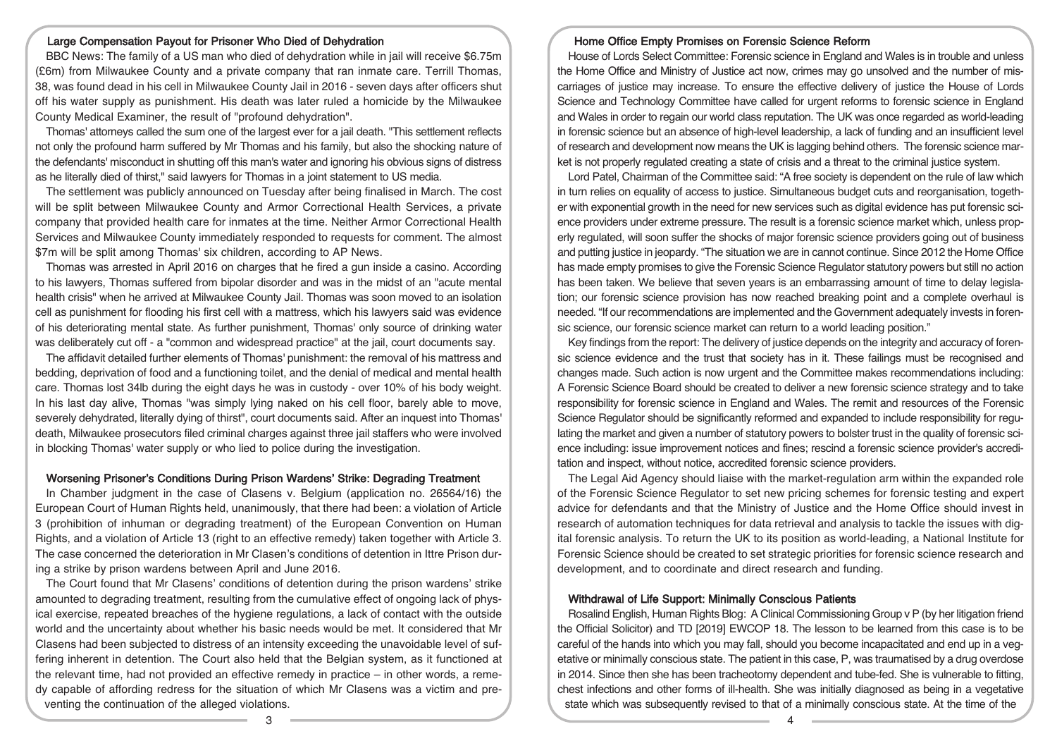## Large Compensation Payout for Prisoner Who Died of Dehydration

BBC News: The family of a US man who died of dehydration while in jail will receive $6.75m (£6m) from Milwaukee County and a private company that ran inmate care. Terrill Thomas, 38, was found dead in his cell in Milwaukee County Jail in 2016 - seven days after officers shut off his water supply as punishment. His death was later ruled a homicide by the Milwaukee County Medical Examiner, the result of "profound dehydration".

Thomas' attorneys called the sum one of the largest ever for a jail death. "This settlement reflects not only the profound harm suffered by Mr Thomas and his family, but also the shocking nature of the defendants' misconduct in shutting off this man's water and ignoring his obvious signs of distress as he literally died of thirst," said lawyers for Thomas in a joint statement to US media.

The settlement was publicly announced on Tuesday after being finalised in March. The cost will be split between Milwaukee County and Armor Correctional Health Services, a private company that provided health care for inmates at the time. Neither Armor Correctional Health Services and Milwaukee County immediately responded to requests for comment. The almost $7m will be split among Thomas' six children, according to AP News.

Thomas was arrested in April 2016 on charges that he fired a gun inside a casino. According to his lawyers, Thomas suffered from bipolar disorder and was in the midst of an "acute mental health crisis" when he arrived at Milwaukee County Jail. Thomas was soon moved to an isolation cell as punishment for flooding his first cell with a mattress, which his lawyers said was evidence of his deteriorating mental state. As further punishment, Thomas' only source of drinking water was deliberately cut off - a "common and widespread practice" at the jail, court documents say.

The affidavit detailed further elements of Thomas' punishment: the removal of his mattress and bedding, deprivation of food and a functioning toilet, and the denial of medical and mental health care. Thomas lost 34lb during the eight days he was in custody - over 10% of his body weight. In his last day alive, Thomas "was simply lying naked on his cell floor, barely able to move, severely dehydrated, literally dying of thirst", court documents said. After an inquest into Thomas' death, Milwaukee prosecutors filed criminal charges against three jail staffers who were involved in blocking Thomas' water supply or who lied to police during the investigation.

## Worsening Prisoner's Conditions During Prison Wardens' Strike: Degrading Treatment

In Chamber judgment in the case of Clasens v. Belgium (application no. 26564/16) the European Court of Human Rights held, unanimously, that there had been: a violation of Article 3 (prohibition of inhuman or degrading treatment) of the European Convention on Human Rights, and a violation of Article 13 (right to an effective remedy) taken together with Article 3. The case concerned the deterioration in Mr Clasen's conditions of detention in Ittre Prison during a strike by prison wardens between April and June 2016.

The Court found that Mr Clasens' conditions of detention during the prison wardens' strike amounted to degrading treatment, resulting from the cumulative effect of ongoing lack of physical exercise, repeated breaches of the hygiene regulations, a lack of contact with the outside world and the uncertainty about whether his basic needs would be met. It considered that Mr Clasens had been subjected to distress of an intensity exceeding the unavoidable level of suffering inherent in detention. The Court also held that the Belgian system, as it functioned at the relevant time, had not provided an effective remedy in practice – in other words, a remedy capable of affording redress for the situation of which Mr Clasens was a victim and preventing the continuation of the alleged violations.

## Home Office Empty Promises on Forensic Science Reform

House of Lords Select Committee: Forensic science in England and Wales is in trouble and unless the Home Office and Ministry of Justice act now, crimes may go unsolved and the number of miscarriages of justice may increase. To ensure the effective delivery of justice the House of Lords Science and Technology Committee have called for urgent reforms to forensic science in England and Wales in order to regain our world class reputation. The UK was once regarded as world-leading in forensic science but an absence of high-level leadership, a lack of funding and an insufficient level of research and development now means the UK is lagging behind others. The forensic science market is not properly regulated creating a state of crisis and a threat to the criminal justice system.

Lord Patel, Chairman of the Committee said: "A free society is dependent on the rule of law which in turn relies on equality of access to justice. Simultaneous budget cuts and reorganisation, together with exponential growth in the need for new services such as digital evidence has put forensic science providers under extreme pressure. The result is a forensic science market which, unless properly regulated, will soon suffer the shocks of major forensic science providers going out of business and putting justice in jeopardy. "The situation we are in cannot continue. Since 2012 the Home Office has made empty promises to give the Forensic Science Regulator statutory powers but still no action has been taken. We believe that seven years is an embarrassing amount of time to delay legislation; our forensic science provision has now reached breaking point and a complete overhaul is needed. "If our recommendations are implemented and the Government adequately invests in forensic science, our forensic science market can return to a world leading position."

Key findings from the report: The delivery of justice depends on the integrity and accuracy of forensic science evidence and the trust that society has in it. These failings must be recognised and changes made. Such action is now urgent and the Committee makes recommendations including: A Forensic Science Board should be created to deliver a new forensic science strategy and to take responsibility for forensic science in England and Wales. The remit and resources of the Forensic Science Regulator should be significantly reformed and expanded to include responsibility for regulating the market and given a number of statutory powers to bolster trust in the quality of forensic science including: issue improvement notices and fines; rescind a forensic science provider's accreditation and inspect, without notice, accredited forensic science providers.

The Legal Aid Agency should liaise with the market-regulation arm within the expanded role of the Forensic Science Regulator to set new pricing schemes for forensic testing and expert advice for defendants and that the Ministry of Justice and the Home Office should invest in research of automation techniques for data retrieval and analysis to tackle the issues with digital forensic analysis. To return the UK to its position as world-leading, a National Institute for Forensic Science should be created to set strategic priorities for forensic science research and development, and to coordinate and direct research and funding.

## Withdrawal of Life Support: Minimally Conscious Patients

Rosalind English, Human Rights Blog: A Clinical Commissioning Group v P (by her litigation friend the Official Solicitor) and TD [2019] EWCOP 18. The lesson to be learned from this case is to be careful of the hands into which you may fall, should you become incapacitated and end up in a vegetative or minimally conscious state. The patient in this case, P, was traumatised by a drug overdose in 2014. Since then she has been tracheotomy dependent and tube-fed. She is vulnerable to fitting, chest infections and other forms of ill-health. She was initially diagnosed as being in a vegetative state which was subsequently revised to that of a minimally conscious state. At the time of the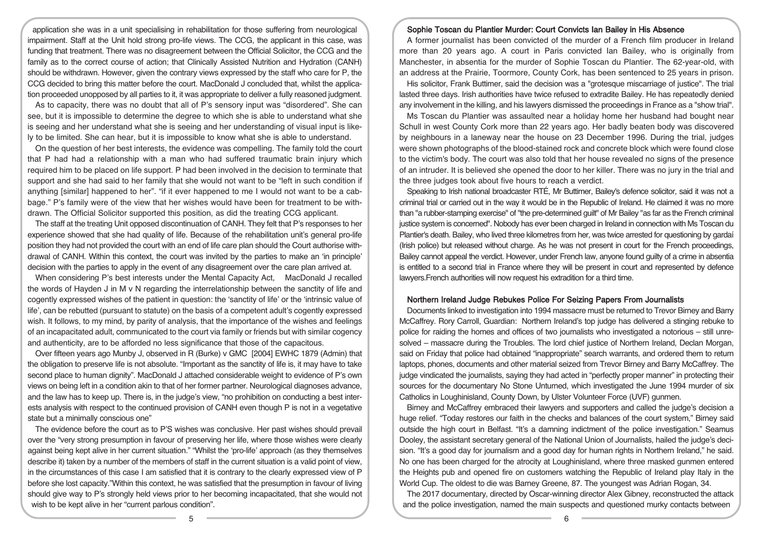application she was in a unit specialising in rehabilitation for those suffering from neurological impairment. Staff at the Unit hold strong pro-life views. The CCG, the applicant in this case, was funding that treatment. There was no disagreement between the Official Solicitor, the CCG and the family as to the correct course of action; that Clinically Assisted Nutrition and Hydration (CANH) should be withdrawn. However, given the contrary views expressed by the staff who care for P, the CCG decided to bring this matter before the court. MacDonald J concluded that, whilst the application proceeded unopposed by all parties to it, it was appropriate to deliver a fully reasoned judgment.

As to capacity, there was no doubt that all of P's sensory input was "disordered". She can see, but it is impossible to determine the degree to which she is able to understand what she is seeing and her understand what she is seeing and her understanding of visual input is likely to be limited. She can hear, but it is impossible to know what she is able to understand.

On the question of her best interests, the evidence was compelling. The family told the court that P had had a relationship with a man who had suffered traumatic brain injury which required him to be placed on life support. P had been involved in the decision to terminate that support and she had said to her family that she would not want to be "left in such condition if anything [similar] happened to her". "if it ever happened to me I would not want to be a cabbage." P's family were of the view that her wishes would have been for treatment to be withdrawn. The Official Solicitor supported this position, as did the treating CCG applicant.

The staff at the treating Unit opposed discontinuation of CANH. They felt that P's responses to her experience showed that she had quality of life. Because of the rehabilitation unit's general pro-life position they had not provided the court with an end of life care plan should the Court authorise withdrawal of CANH. Within this context, the court was invited by the parties to make an 'in principle' decision with the parties to apply in the event of any disagreement over the care plan arrived at.

When considering P's best interests under the Mental Capacity Act, MacDonald J recalled the words of Hayden J in M v N regarding the interrelationship between the sanctity of life and cogently expressed wishes of the patient in question: the 'sanctity of life' or the 'intrinsic value of life', can be rebutted (pursuant to statute) on the basis of a competent adult's cogently expressed wish. It follows, to my mind, by parity of analysis, that the importance of the wishes and feelings of an incapacitated adult, communicated to the court via family or friends but with similar cogency and authenticity, are to be afforded no less significance that those of the capacitous.

Over fifteen years ago Munby J, observed in R (Burke) v GMC [2004] EWHC 1879 (Admin) that the obligation to preserve life is not absolute. "Important as the sanctity of life is, it may have to take second place to human dignity". MacDonald J attached considerable weight to evidence of P's own views on being left in a condition akin to that of her former partner. Neurological diagnoses advance, and the law has to keep up. There is, in the judge's view, "no prohibition on conducting a best interests analysis with respect to the continued provision of CANH even though P is not in a vegetative state but a minimally conscious one"

The evidence before the court as to P'S wishes was conclusive. Her past wishes should prevail over the "very strong presumption in favour of preserving her life, where those wishes were clearly against being kept alive in her current situation." "Whilst the 'pro-life' approach (as they themselves describe it) taken by a number of the members of staff in the current situation is a valid point of view, in the circumstances of this case I am satisfied that it is contrary to the clearly expressed view of P before she lost capacity."Within this context, he was satisfied that the presumption in favour of living should give way to P's strongly held views prior to her becoming incapacitated, that she would not wish to be kept alive in her "current parlous condition".

## Sophie Toscan du Plantier Murder: Court Convicts Ian Bailey in His Absence

A former journalist has been convicted of the murder of a French film producer in Ireland more than 20 years ago. A court in Paris convicted Ian Bailey, who is originally from Manchester, in absentia for the murder of Sophie Toscan du Plantier. The 62-year-old, with an address at the Prairie, Toormore, County Cork, has been sentenced to 25 years in prison.

His solicitor, Frank Buttimer, said the decision was a "grotesque miscarriage of justice". The trial lasted three days. Irish authorities have twice refused to extradite Bailey. He has repeatedly denied any involvement in the killing, and his lawyers dismissed the proceedings in France as a "show trial".

Ms Toscan du Plantier was assaulted near a holiday home her husband had bought near Schull in west County Cork more than 22 years ago. Her badly beaten body was discovered by neighbours in a laneway near the house on 23 December 1996. During the trial, judges were shown photographs of the blood-stained rock and concrete block which were found close to the victim's body. The court was also told that her house revealed no signs of the presence of an intruder. It is believed she opened the door to her killer. There was no jury in the trial and the three judges took about five hours to reach a verdict.

Speaking to Irish national broadcaster RTÉ, Mr Buttimer, Bailey's defence solicitor, said it was not a criminal trial or carried out in the way it would be in the Republic of Ireland. He claimed it was no more than "a rubber-stamping exercise" of "the pre-determined guilt" of Mr Bailey "as far as the French criminal justice system is concerned". Nobody has ever been charged in Ireland in connection with Ms Toscan du Plantier's death. Bailey, who lived three kilometres from her, was twice arrested for questioning by gardaí (Irish police) but released without charge. As he was not present in court for the French proceedings, Bailey cannot appeal the verdict. However, under French law, anyone found guilty of a crime in absentia is entitled to a second trial in France where they will be present in court and represented by defence lawyers.French authorities will now request his extradition for a third time.

## Northern Ireland Judge Rebukes Police For Seizing Papers From Journalists

Documents linked to investigation into 1994 massacre must be returned to Trevor Birney and Barry McCaffrey. Rory Carroll, Guardian: Northern Ireland's top judge has delivered a stinging rebuke to police for raiding the homes and offices of two journalists who investigated a notorious – still unresolved – massacre during the Troubles. The lord chief justice of Northern Ireland, Declan Morgan, said on Friday that police had obtained "inappropriate" search warrants, and ordered them to return laptops, phones, documents and other material seized from Trevor Birney and Barry McCaffrey. The judge vindicated the journalists, saying they had acted in "perfectly proper manner" in protecting their sources for the documentary No Stone Unturned, which investigated the June 1994 murder of six Catholics in Loughinisland, County Down, by Ulster Volunteer Force (UVF) gunmen.

Birney and McCaffrey embraced their lawyers and supporters and called the judge's decision a huge relief. "Today restores our faith in the checks and balances of the court system," Birney said outside the high court in Belfast. "It's a damning indictment of the police investigation." Seamus Dooley, the assistant secretary general of the National Union of Journalists, hailed the judge's decision. "It's a good day for journalism and a good day for human rights in Northern Ireland," he said. No one has been charged for the atrocity at Loughinisland, where three masked gunmen entered the Heights pub and opened fire on customers watching the Republic of Ireland play Italy in the World Cup. The oldest to die was Barney Greene, 87. The youngest was Adrian Rogan, 34.

The 2017 documentary, directed by Oscar-winning director Alex Gibney, reconstructed the attack and the police investigation, named the main suspects and questioned murky contacts between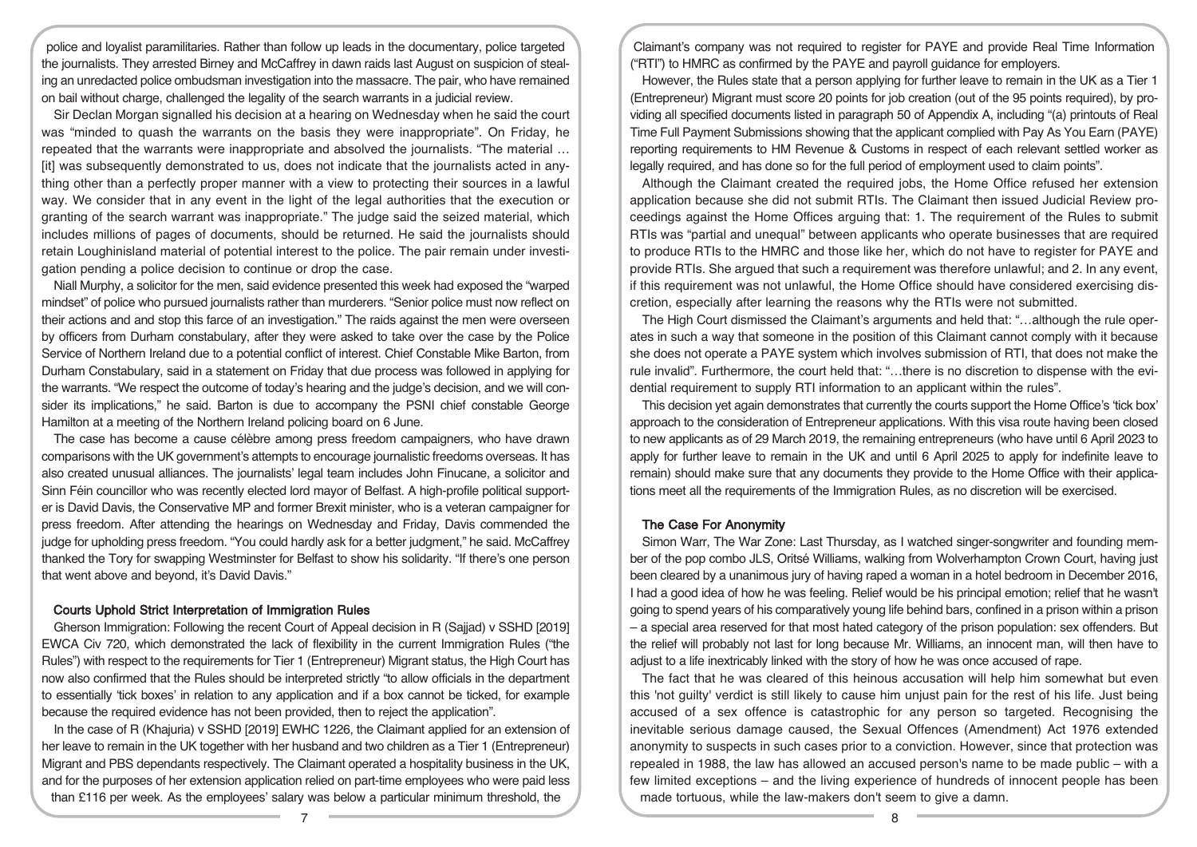police and loyalist paramilitaries. Rather than follow up leads in the documentary, police targeted the journalists. They arrested Birney and McCaffrey in dawn raids last August on suspicion of stealing an unredacted police ombudsman investigation into the massacre. The pair, who have remained on bail without charge, challenged the legality of the search warrants in a judicial review.

Sir Declan Morgan signalled his decision at a hearing on Wednesday when he said the court was "minded to quash the warrants on the basis they were inappropriate". On Friday, he repeated that the warrants were inappropriate and absolved the journalists. "The material … [it] was subsequently demonstrated to us, does not indicate that the journalists acted in anything other than a perfectly proper manner with a view to protecting their sources in a lawful way. We consider that in any event in the light of the legal authorities that the execution or granting of the search warrant was inappropriate." The judge said the seized material, which includes millions of pages of documents, should be returned. He said the journalists should retain Loughinisland material of potential interest to the police. The pair remain under investigation pending a police decision to continue or drop the case.

Niall Murphy, a solicitor for the men, said evidence presented this week had exposed the "warped mindset" of police who pursued journalists rather than murderers. "Senior police must now reflect on their actions and and stop this farce of an investigation." The raids against the men were overseen by officers from Durham constabulary, after they were asked to take over the case by the Police Service of Northern Ireland due to a potential conflict of interest. Chief Constable Mike Barton, from Durham Constabulary, said in a statement on Friday that due process was followed in applying for the warrants. "We respect the outcome of today's hearing and the judge's decision, and we will consider its implications," he said. Barton is due to accompany the PSNI chief constable George Hamilton at a meeting of the Northern Ireland policing board on 6 June.

The case has become a cause célèbre among press freedom campaigners, who have drawn comparisons with the UK government's attempts to encourage journalistic freedoms overseas. It has also created unusual alliances. The journalists' legal team includes John Finucane, a solicitor and Sinn Féin councillor who was recently elected lord mayor of Belfast. A high-profile political supporter is David Davis, the Conservative MP and former Brexit minister, who is a veteran campaigner for press freedom. After attending the hearings on Wednesday and Friday, Davis commended the judge for upholding press freedom. "You could hardly ask for a better judgment," he said. McCaffrey thanked the Tory for swapping Westminster for Belfast to show his solidarity. "If there's one person that went above and beyond, it's David Davis."

## Courts Uphold Strict Interpretation of Immigration Rules

Gherson Immigration: Following the recent Court of Appeal decision in R (Sajjad) v SSHD [2019] EWCA Civ 720, which demonstrated the lack of flexibility in the current Immigration Rules ("the Rules") with respect to the requirements for Tier 1 (Entrepreneur) Migrant status, the High Court has now also confirmed that the Rules should be interpreted strictly "to allow officials in the department to essentially 'tick boxes' in relation to any application and if a box cannot be ticked, for example because the required evidence has not been provided, then to reject the application".

In the case of R (Khajuria) v SSHD [2019] EWHC 1226, the Claimant applied for an extension of her leave to remain in the UK together with her husband and two children as a Tier 1 (Entrepreneur) Migrant and PBS dependants respectively. The Claimant operated a hospitality business in the UK, and for the purposes of her extension application relied on part-time employees who were paid less than £116 per week. As the employees' salary was below a particular minimum threshold, the Claimant's company was not required to register for PAYE and provide Real Time Information ("RTI") to HMRC as confirmed by the PAYE and payroll guidance for employers.

However, the Rules state that a person applying for further leave to remain in the UK as a Tier 1 (Entrepreneur) Migrant must score 20 points for job creation (out of the 95 points required), by providing all specified documents listed in paragraph 50 of Appendix A, including "(a) printouts of Real Time Full Payment Submissions showing that the applicant complied with Pay As You Earn (PAYE) reporting requirements to HM Revenue & Customs in respect of each relevant settled worker as legally required, and has done so for the full period of employment used to claim points".

Although the Claimant created the required jobs, the Home Office refused her extension application because she did not submit RTIs. The Claimant then issued Judicial Review proceedings against the Home Offices arguing that: 1. The requirement of the Rules to submit RTIs was "partial and unequal" between applicants who operate businesses that are required to produce RTIs to the HMRC and those like her, which do not have to register for PAYE and provide RTIs. She argued that such a requirement was therefore unlawful; and 2. In any event, if this requirement was not unlawful, the Home Office should have considered exercising discretion, especially after learning the reasons why the RTIs were not submitted.

The High Court dismissed the Claimant's arguments and held that: "…although the rule operates in such a way that someone in the position of this Claimant cannot comply with it because she does not operate a PAYE system which involves submission of RTI, that does not make the rule invalid". Furthermore, the court held that: "…there is no discretion to dispense with the evidential requirement to supply RTI information to an applicant within the rules".

This decision yet again demonstrates that currently the courts support the Home Office's 'tick box' approach to the consideration of Entrepreneur applications. With this visa route having been closed to new applicants as of 29 March 2019, the remaining entrepreneurs (who have until 6 April 2023 to apply for further leave to remain in the UK and until 6 April 2025 to apply for indefinite leave to remain) should make sure that any documents they provide to the Home Office with their applications meet all the requirements of the Immigration Rules, as no discretion will be exercised.

## The Case For Anonymity

Simon Warr, The War Zone: Last Thursday, as I watched singer-songwriter and founding member of the pop combo JLS, Oritsé Williams, walking from Wolverhampton Crown Court, having just been cleared by a unanimous jury of having raped a woman in a hotel bedroom in December 2016, I had a good idea of how he was feeling. Relief would be his principal emotion; relief that he wasn't going to spend years of his comparatively young life behind bars, confined in a prison within a prison – a special area reserved for that most hated category of the prison population: sex offenders. But the relief will probably not last for long because Mr. Williams, an innocent man, will then have to adjust to a life inextricably linked with the story of how he was once accused of rape.

The fact that he was cleared of this heinous accusation will help him somewhat but even this 'not guilty' verdict is still likely to cause him unjust pain for the rest of his life. Just being accused of a sex offence is catastrophic for any person so targeted. Recognising the inevitable serious damage caused, the Sexual Offences (Amendment) Act 1976 extended anonymity to suspects in such cases prior to a conviction. However, since that protection was repealed in 1988, the law has allowed an accused person's name to be made public – with a few limited exceptions – and the living experience of hundreds of innocent people has been made tortuous, while the law-makers don't seem to give a damn.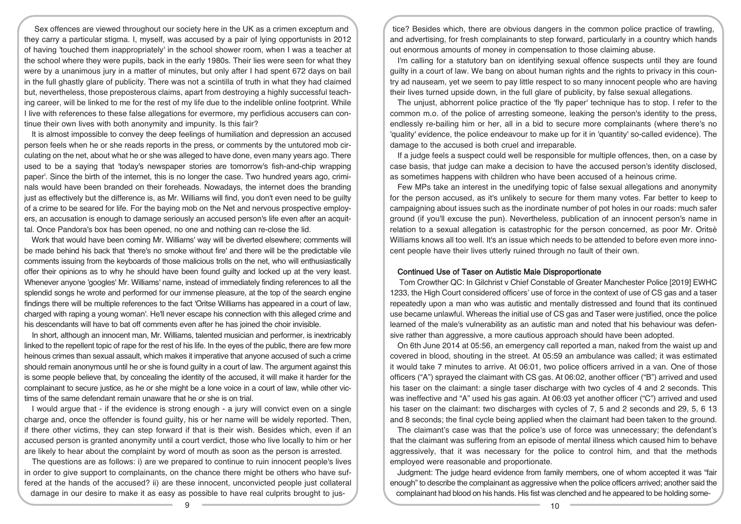Sex offences are viewed throughout our society here in the UK as a crimen exceptum and they carry a particular stigma. I, myself, was accused by a pair of lying opportunists in 2012 of having 'touched them inappropriately' in the school shower room, when I was a teacher at the school where they were pupils, back in the early 1980s. Their lies were seen for what they were by a unanimous jury in a matter of minutes, but only after I had spent 672 days on bail in the full ghastly glare of publicity. There was not a scintilla of truth in what they had claimed but, nevertheless, those preposterous claims, apart from destroying a highly successful teaching career, will be linked to me for the rest of my life due to the indelible online footprint. While I live with references to these false allegations for evermore, my perfidious accusers can continue their own lives with both anonymity and impunity. Is this fair?

It is almost impossible to convey the deep feelings of humiliation and depression an accused person feels when he or she reads reports in the press, or comments by the untutored mob circulating on the net, about what he or she was alleged to have done, even many years ago. There used to be a saying that 'today's newspaper stories are tomorrow's fish-and-chip wrapping paper'. Since the birth of the internet, this is no longer the case. Two hundred years ago, criminals would have been branded on their foreheads. Nowadays, the internet does the branding just as effectively but the difference is, as Mr. Williams will find, you don't even need to be guilty of a crime to be seared for life. For the baying mob on the Net and nervous prospective employers, an accusation is enough to damage seriously an accused person's life even after an acquittal. Once Pandora's box has been opened, no one and nothing can re-close the lid.

Work that would have been coming Mr. Williams' way will be diverted elsewhere; comments will be made behind his back that 'there's no smoke without fire' and there will be the predictable vile comments issuing from the keyboards of those malicious trolls on the net, who will enthusiastically offer their opinions as to why he should have been found guilty and locked up at the very least. Whenever anyone 'googles' Mr. Williams' name, instead of immediately finding references to all the splendid songs he wrote and performed for our immense pleasure, at the top of the search engine findings there will be multiple references to the fact 'Oritse Williams has appeared in a court of law, charged with raping a young woman'. He'll never escape his connection with this alleged crime and his descendants will have to bat off comments even after he has joined the choir invisible.

In short, although an innocent man, Mr. Williams, talented musician and performer, is inextricably linked to the repellent topic of rape for the rest of his life. In the eyes of the public, there are few more heinous crimes than sexual assault, which makes it imperative that anyone accused of such a crime should remain anonymous until he or she is found guilty in a court of law. The argument against this is some people believe that, by concealing the identity of the accused, it will make it harder for the complainant to secure justice, as he or she might be a lone voice in a court of law, while other victims of the same defendant remain unaware that he or she is on trial.

I would argue that - if the evidence is strong enough - a jury will convict even on a single charge and, once the offender is found guilty, his or her name will be widely reported. Then, if there other victims, they can step forward if that is their wish. Besides which, even if an accused person is granted anonymity until a court verdict, those who live locally to him or her are likely to hear about the complaint by word of mouth as soon as the person is arrested.

The questions are as follows: i) are we prepared to continue to ruin innocent people's lives in order to give support to complainants, on the chance there might be others who have suffered at the hands of the accused? ii) are these innocent, unconvicted people just collateral damage in our desire to make it as easy as possible to have real culprits brought to justice? Besides which, there are obvious dangers in the common police practice of trawling, and advertising, for fresh complainants to step forward, particularly in a country which hands out enormous amounts of money in compensation to those claiming abuse.

I'm calling for a statutory ban on identifying sexual offence suspects until they are found guilty in a court of law. We bang on about human rights and the rights to privacy in this country ad nauseam, yet we seem to pay little respect to so many innocent people who are having their lives turned upside down, in the full glare of publicity, by false sexual allegations.

The unjust, abhorrent police practice of the 'fly paper' technique has to stop. I refer to the common m.o. of the police of arresting someone, leaking the person's identity to the press, endlessly re-bailing him or her, all in a bid to secure more complainants (where there's no 'quality' evidence, the police endeavour to make up for it in 'quantity' so-called evidence). The damage to the accused is both cruel and irreparable.

If a judge feels a suspect could well be responsible for multiple offences, then, on a case by case basis, that judge can make a decision to have the accused person's identity disclosed, as sometimes happens with children who have been accused of a heinous crime.

Few MPs take an interest in the unedifying topic of false sexual allegations and anonymity for the person accused, as it's unlikely to secure for them many votes. Far better to keep to campaigning about issues such as the inordinate number of pot holes in our roads: much safer ground (if you'll excuse the pun). Nevertheless, publication of an innocent person's name in relation to a sexual allegation is catastrophic for the person concerned, as poor Mr. Oritsé Williams knows all too well. It's an issue which needs to be attended to before even more innocent people have their lives utterly ruined through no fault of their own.

### Continued Use of Taser on Autistic Male Disproportionate

Tom Crowther QC: In Gilchrist v Chief Constable of Greater Manchester Police [2019] EWHC 1233, the High Court considered officers' use of force in the context of use of CS gas and a taser repeatedly upon a man who was autistic and mentally distressed and found that its continued use became unlawful. Whereas the initial use of CS gas and Taser were justified, once the police learned of the male's vulnerability as an autistic man and noted that his behaviour was defensive rather than aggressive, a more cautious approach should have been adopted.

On 6th June 2014 at 05:56, an emergency call reported a man, naked from the waist up and covered in blood, shouting in the street. At 05:59 an ambulance was called; it was estimated it would take 7 minutes to arrive. At 06:01, two police officers arrived in a van. One of those officers ("A") sprayed the claimant with CS gas. At 06:02, another officer ("B") arrived and used his taser on the claimant: a single taser discharge with two cycles of 4 and 2 seconds. This was ineffective and "A" used his gas again. At 06:03 yet another officer ("C") arrived and used his taser on the claimant: two discharges with cycles of 7, 5 and 2 seconds and 29, 5, 6 13 and 8 seconds; the final cycle being applied when the claimant had been taken to the ground.

The claimant's case was that the police's use of force was unnecessary; the defendant's that the claimant was suffering from an episode of mental illness which caused him to behave aggressively, that it was necessary for the police to control him, and that the methods employed were reasonable and proportionate.

Judgment: The judge heard evidence from family members, one of whom accepted it was "fair enough" to describe the complainant as aggressive when the police officers arrived; another said the complainant had blood on his hands. His fist was clenched and he appeared to be holding some-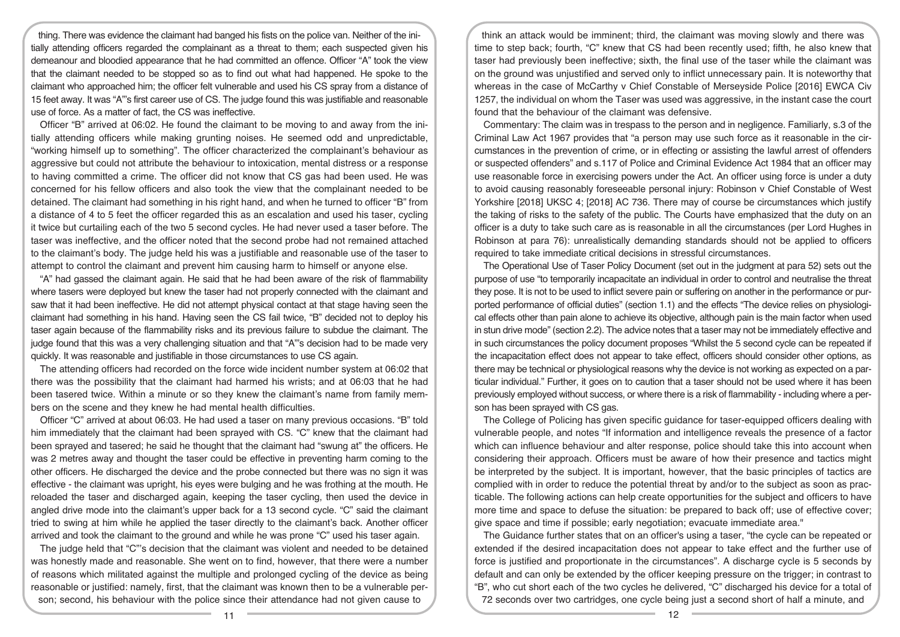thing. There was evidence the claimant had banged his fists on the police van. Neither of the initially attending officers regarded the complainant as a threat to them; each suspected given his demeanour and bloodied appearance that he had committed an offence. Officer "A" took the view that the claimant needed to be stopped so as to find out what had happened. He spoke to the claimant who approached him; the officer felt vulnerable and used his CS spray from a distance of 15 feet away. It was "A"'s first career use of CS. The judge found this was justifiable and reasonable use of force. As a matter of fact, the CS was ineffective.

Officer "B" arrived at 06:02. He found the claimant to be moving to and away from the initially attending officers while making grunting noises. He seemed odd and unpredictable, "working himself up to something". The officer characterized the complainant's behaviour as aggressive but could not attribute the behaviour to intoxication, mental distress or a response to having committed a crime. The officer did not know that CS gas had been used. He was concerned for his fellow officers and also took the view that the complainant needed to be detained. The claimant had something in his right hand, and when he turned to officer "B" from a distance of 4 to 5 feet the officer regarded this as an escalation and used his taser, cycling it twice but curtailing each of the two 5 second cycles. He had never used a taser before. The taser was ineffective, and the officer noted that the second probe had not remained attached to the claimant's body. The judge held his was a justifiable and reasonable use of the taser to attempt to control the claimant and prevent him causing harm to himself or anyone else.

"A" had gassed the claimant again. He said that he had been aware of the risk of flammability where tasers were deployed but knew the taser had not properly connected with the claimant and saw that it had been ineffective. He did not attempt physical contact at that stage having seen the claimant had something in his hand. Having seen the CS fail twice, "B" decided not to deploy his taser again because of the flammability risks and its previous failure to subdue the claimant. The judge found that this was a very challenging situation and that "A"'s decision had to be made very quickly. It was reasonable and justifiable in those circumstances to use CS again.

The attending officers had recorded on the force wide incident number system at 06:02 that there was the possibility that the claimant had harmed his wrists; and at 06:03 that he had been tasered twice. Within a minute or so they knew the claimant's name from family members on the scene and they knew he had mental health difficulties.

Officer "C" arrived at about 06:03. He had used a taser on many previous occasions. "B" told him immediately that the claimant had been sprayed with CS. "C" knew that the claimant had been sprayed and tasered; he said he thought that the claimant had "swung at" the officers. He was 2 metres away and thought the taser could be effective in preventing harm coming to the other officers. He discharged the device and the probe connected but there was no sign it was effective - the claimant was upright, his eyes were bulging and he was frothing at the mouth. He reloaded the taser and discharged again, keeping the taser cycling, then used the device in angled drive mode into the claimant's upper back for a 13 second cycle. "C" said the claimant tried to swing at him while he applied the taser directly to the claimant's back. Another officer arrived and took the claimant to the ground and while he was prone "C" used his taser again.

The judge held that "C"'s decision that the claimant was violent and needed to be detained was honestly made and reasonable. She went on to find, however, that there were a number of reasons which militated against the multiple and prolonged cycling of the device as being reasonable or justified: namely, first, that the claimant was known then to be a vulnerable person; second, his behaviour with the police since their attendance had not given cause to think an attack would be imminent; third, the claimant was moving slowly and there was time to step back; fourth, "C" knew that CS had been recently used; fifth, he also knew that taser had previously been ineffective; sixth, the final use of the taser while the claimant was on the ground was unjustified and served only to inflict unnecessary pain. It is noteworthy that whereas in the case of McCarthy v Chief Constable of Merseyside Police [2016] EWCA Civ 1257, the individual on whom the Taser was used was aggressive, in the instant case the court found that the behaviour of the claimant was defensive.

Commentary: The claim was in trespass to the person and in negligence. Familiarly, s.3 of the Criminal Law Act 1967 provides that "a person may use such force as it reasonable in the circumstances in the prevention of crime, or in effecting or assisting the lawful arrest of offenders or suspected offenders" and s.117 of Police and Criminal Evidence Act 1984 that an officer may use reasonable force in exercising powers under the Act. An officer using force is under a duty to avoid causing reasonably foreseeable personal injury: Robinson v Chief Constable of West Yorkshire [2018] UKSC 4; [2018] AC 736. There may of course be circumstances which justify the taking of risks to the safety of the public. The Courts have emphasized that the duty on an officer is a duty to take such care as is reasonable in all the circumstances (per Lord Hughes in Robinson at para 76): unrealistically demanding standards should not be applied to officers required to take immediate critical decisions in stressful circumstances.

The Operational Use of Taser Policy Document (set out in the judgment at para 52) sets out the purpose of use "to temporarily incapacitate an individual in order to control and neutralise the threat they pose. It is not to be used to inflict severe pain or suffering on another in the performance or purported performance of official duties" (section 1.1) and the effects "The device relies on physiological effects other than pain alone to achieve its objective, although pain is the main factor when used in stun drive mode" (section 2.2). The advice notes that a taser may not be immediately effective and in such circumstances the policy document proposes "Whilst the 5 second cycle can be repeated if the incapacitation effect does not appear to take effect, officers should consider other options, as there may be technical or physiological reasons why the device is not working as expected on a particular individual." Further, it goes on to caution that a taser should not be used where it has been previously employed without success, or where there is a risk of flammability - including where a person has been sprayed with CS gas.

The College of Policing has given specific guidance for taser-equipped officers dealing with vulnerable people, and notes "If information and intelligence reveals the presence of a factor which can influence behaviour and alter response, police should take this into account when considering their approach. Officers must be aware of how their presence and tactics might be interpreted by the subject. It is important, however, that the basic principles of tactics are complied with in order to reduce the potential threat by and/or to the subject as soon as practicable. The following actions can help create opportunities for the subject and officers to have more time and space to defuse the situation: be prepared to back off; use of effective cover; give space and time if possible; early negotiation; evacuate immediate area."

The Guidance further states that on an officer's using a taser, "the cycle can be repeated or extended if the desired incapacitation does not appear to take effect and the further use of force is justified and proportionate in the circumstances". A discharge cycle is 5 seconds by default and can only be extended by the officer keeping pressure on the trigger; in contrast to "B", who cut short each of the two cycles he delivered, "C" discharged his device for a total of 72 seconds over two cartridges, one cycle being just a second short of half a minute, and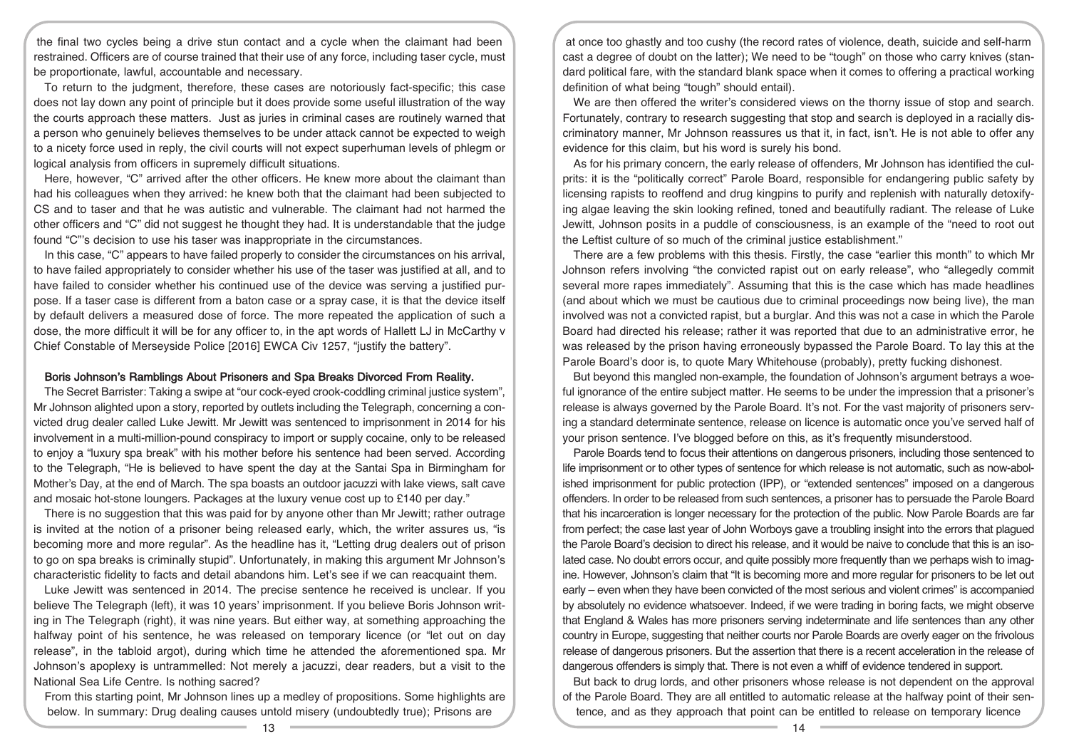the final two cycles being a drive stun contact and a cycle when the claimant had been restrained. Officers are of course trained that their use of any force, including taser cycle, must be proportionate, lawful, accountable and necessary.

To return to the judgment, therefore, these cases are notoriously fact-specific; this case does not lay down any point of principle but it does provide some useful illustration of the way the courts approach these matters. Just as juries in criminal cases are routinely warned that a person who genuinely believes themselves to be under attack cannot be expected to weigh to a nicety force used in reply, the civil courts will not expect superhuman levels of phlegm or logical analysis from officers in supremely difficult situations.

Here, however, "C" arrived after the other officers. He knew more about the claimant than had his colleagues when they arrived: he knew both that the claimant had been subjected to CS and to taser and that he was autistic and vulnerable. The claimant had not harmed the other officers and "C" did not suggest he thought they had. It is understandable that the judge found "C"'s decision to use his taser was inappropriate in the circumstances.

In this case, "C" appears to have failed properly to consider the circumstances on his arrival, to have failed appropriately to consider whether his use of the taser was justified at all, and to have failed to consider whether his continued use of the device was serving a justified purpose. If a taser case is different from a baton case or a spray case, it is that the device itself by default delivers a measured dose of force. The more repeated the application of such a dose, the more difficult it will be for any officer to, in the apt words of Hallett LJ in McCarthy v Chief Constable of Merseyside Police [2016] EWCA Civ 1257, "justify the battery".

## Boris Johnson's Ramblings About Prisoners and Spa Breaks Divorced From Reality.

The Secret Barrister: Taking a swipe at "our cock-eyed crook-coddling criminal justice system", Mr Johnson alighted upon a story, reported by outlets including the Telegraph, concerning a convicted drug dealer called Luke Jewitt. Mr Jewitt was sentenced to imprisonment in 2014 for his involvement in a multi-million-pound conspiracy to import or supply cocaine, only to be released to enjoy a "luxury spa break" with his mother before his sentence had been served. According to the Telegraph, "He is believed to have spent the day at the Santai Spa in Birmingham for Mother's Day, at the end of March. The spa boasts an outdoor jacuzzi with lake views, salt cave and mosaic hot-stone loungers. Packages at the luxury venue cost up to £140 per day."

There is no suggestion that this was paid for by anyone other than Mr Jewitt; rather outrage is invited at the notion of a prisoner being released early, which, the writer assures us, "is becoming more and more regular". As the headline has it, "Letting drug dealers out of prison to go on spa breaks is criminally stupid". Unfortunately, in making this argument Mr Johnson's characteristic fidelity to facts and detail abandons him. Let's see if we can reacquaint them.

Luke Jewitt was sentenced in 2014. The precise sentence he received is unclear. If you believe The Telegraph (left), it was 10 years' imprisonment. If you believe Boris Johnson writing in The Telegraph (right), it was nine years. But either way, at something approaching the halfway point of his sentence, he was released on temporary licence (or "let out on day release", in the tabloid argot), during which time he attended the aforementioned spa. Mr Johnson's apoplexy is untrammelled: Not merely a jacuzzi, dear readers, but a visit to the National Sea Life Centre. Is nothing sacred?

From this starting point, Mr Johnson lines up a medley of propositions. Some highlights are below. In summary: Drug dealing causes untold misery (undoubtedly true); Prisons are at once too ghastly and too cushy (the record rates of violence, death, suicide and self-harm cast a degree of doubt on the latter); We need to be "tough" on those who carry knives (standard political fare, with the standard blank space when it comes to offering a practical working definition of what being "tough" should entail).

We are then offered the writer's considered views on the thorny issue of stop and search. Fortunately, contrary to research suggesting that stop and search is deployed in a racially discriminatory manner, Mr Johnson reassures us that it, in fact, isn't. He is not able to offer any evidence for this claim, but his word is surely his bond.

As for his primary concern, the early release of offenders, Mr Johnson has identified the culprits: it is the "politically correct" Parole Board, responsible for endangering public safety by licensing rapists to reoffend and drug kingpins to purify and replenish with naturally detoxifying algae leaving the skin looking refined, toned and beautifully radiant. The release of Luke Jewitt, Johnson posits in a puddle of consciousness, is an example of the "need to root out the Leftist culture of so much of the criminal justice establishment."

There are a few problems with this thesis. Firstly, the case "earlier this month" to which Mr Johnson refers involving "the convicted rapist out on early release", who "allegedly commit several more rapes immediately". Assuming that this is the case which has made headlines (and about which we must be cautious due to criminal proceedings now being live), the man involved was not a convicted rapist, but a burglar. And this was not a case in which the Parole Board had directed his release; rather it was reported that due to an administrative error, he was released by the prison having erroneously bypassed the Parole Board. To lay this at the Parole Board's door is, to quote Mary Whitehouse (probably), pretty fucking dishonest.

But beyond this mangled non-example, the foundation of Johnson's argument betrays a woeful ignorance of the entire subject matter. He seems to be under the impression that a prisoner's release is always governed by the Parole Board. It's not. For the vast majority of prisoners serving a standard determinate sentence, release on licence is automatic once you've served half of your prison sentence. I've blogged before on this, as it's frequently misunderstood.

Parole Boards tend to focus their attentions on dangerous prisoners, including those sentenced to life imprisonment or to other types of sentence for which release is not automatic, such as now-abolished imprisonment for public protection (IPP), or "extended sentences" imposed on a dangerous offenders. In order to be released from such sentences, a prisoner has to persuade the Parole Board that his incarceration is longer necessary for the protection of the public. Now Parole Boards are far from perfect; the case last year of John Worboys gave a troubling insight into the errors that plagued the Parole Board's decision to direct his release, and it would be naive to conclude that this is an isolated case. No doubt errors occur, and quite possibly more frequently than we perhaps wish to imagine. However, Johnson's claim that "It is becoming more and more regular for prisoners to be let out early – even when they have been convicted of the most serious and violent crimes" is accompanied by absolutely no evidence whatsoever. Indeed, if we were trading in boring facts, we might observe that England & Wales has more prisoners serving indeterminate and life sentences than any other country in Europe, suggesting that neither courts nor Parole Boards are overly eager on the frivolous release of dangerous prisoners. But the assertion that there is a recent acceleration in the release of dangerous offenders is simply that. There is not even a whiff of evidence tendered in support.

But back to drug lords, and other prisoners whose release is not dependent on the approval of the Parole Board. They are all entitled to automatic release at the halfway point of their sentence, and as they approach that point can be entitled to release on temporary licence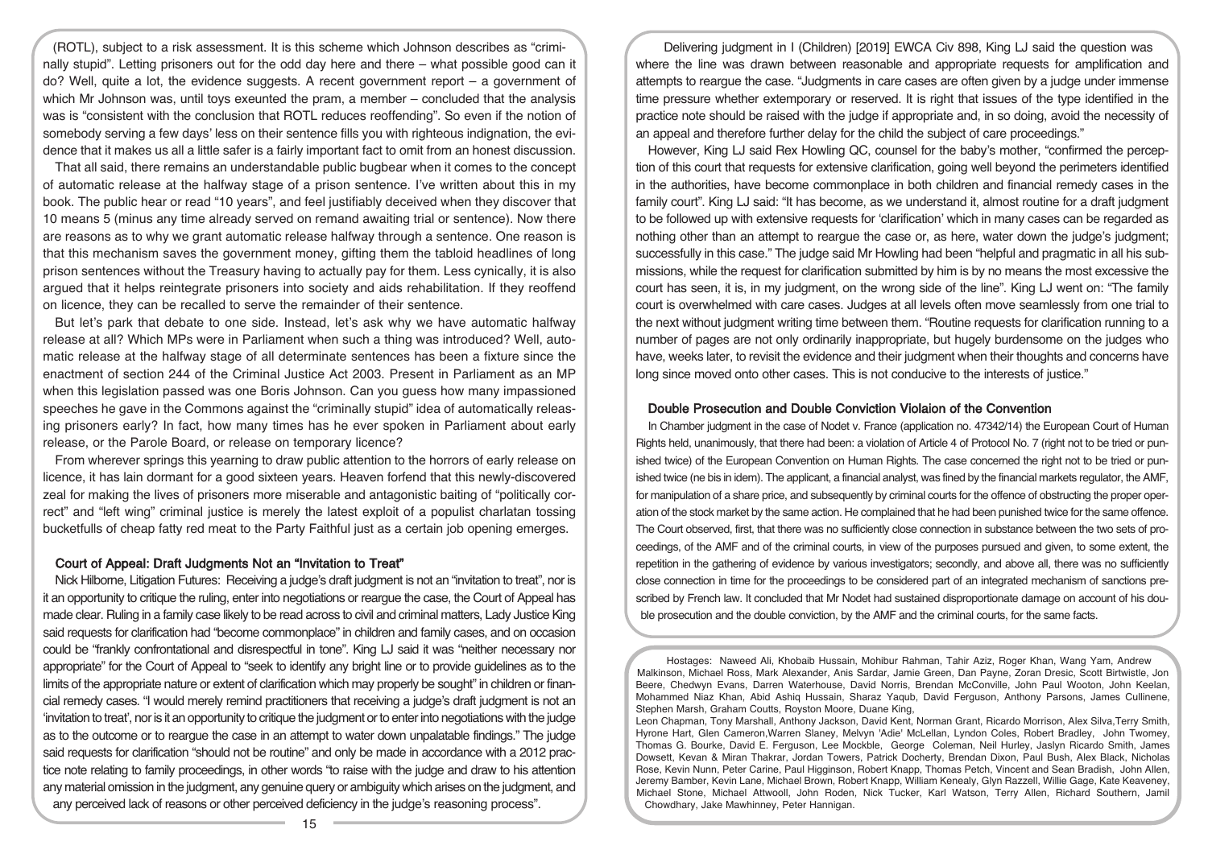(ROTL), subject to a risk assessment. It is this scheme which Johnson describes as "criminally stupid". Letting prisoners out for the odd day here and there – what possible good can it do? Well, quite a lot, the evidence suggests. A recent government report – a government of which Mr Johnson was, until toys exeunted the pram, a member – concluded that the analysis was is "consistent with the conclusion that ROTL reduces reoffending". So even if the notion of somebody serving a few days' less on their sentence fills you with righteous indignation, the evidence that it makes us all a little safer is a fairly important fact to omit from an honest discussion.

That all said, there remains an understandable public bugbear when it comes to the concept of automatic release at the halfway stage of a prison sentence. I've written about this in my book. The public hear or read "10 years", and feel justifiably deceived when they discover that 10 means 5 (minus any time already served on remand awaiting trial or sentence). Now there are reasons as to why we grant automatic release halfway through a sentence. One reason is that this mechanism saves the government money, gifting them the tabloid headlines of long prison sentences without the Treasury having to actually pay for them. Less cynically, it is also argued that it helps reintegrate prisoners into society and aids rehabilitation. If they reoffend on licence, they can be recalled to serve the remainder of their sentence.

But let's park that debate to one side. Instead, let's ask why we have automatic halfway release at all? Which MPs were in Parliament when such a thing was introduced? Well, automatic release at the halfway stage of all determinate sentences has been a fixture since the enactment of section 244 of the Criminal Justice Act 2003. Present in Parliament as an MP when this legislation passed was one Boris Johnson. Can you guess how many impassioned speeches he gave in the Commons against the "criminally stupid" idea of automatically releasing prisoners early? In fact, how many times has he ever spoken in Parliament about early release, or the Parole Board, or release on temporary licence?

From wherever springs this yearning to draw public attention to the horrors of early release on licence, it has lain dormant for a good sixteen years. Heaven forfend that this newly-discovered zeal for making the lives of prisoners more miserable and antagonistic baiting of "politically correct" and "left wing" criminal justice is merely the latest exploit of a populist charlatan tossing bucketfulls of cheap fatty red meat to the Party Faithful just as a certain job opening emerges.

## Court of Appeal: Draft Judgments Not an "Invitation to Treat"

Nick Hilborne, Litigation Futures: Receiving a judge's draft judgment is not an "invitation to treat", nor is it an opportunity to critique the ruling, enter into negotiations or reargue the case, the Court of Appeal has made clear. Ruling in a family case likely to be read across to civil and criminal matters, Lady Justice King said requests for clarification had "become commonplace" in children and family cases, and on occasion could be "frankly confrontational and disrespectful in tone". King LJ said it was "neither necessary nor appropriate" for the Court of Appeal to "seek to identify any bright line or to provide guidelines as to the limits of the appropriate nature or extent of clarification which may properly be sought" in children or financial remedy cases. "I would merely remind practitioners that receiving a judge's draft judgment is not an 'invitation to treat', nor is it an opportunity to critique the judgment or to enter into negotiations with the judge as to the outcome or to reargue the case in an attempt to water down unpalatable findings." The judge said requests for clarification "should not be routine" and only be made in accordance with a 2012 practice note relating to family proceedings, in other words "to raise with the judge and draw to his attention any material omission in the judgment, any genuine query or ambiguity which arises on the judgment, and any perceived lack of reasons or other perceived deficiency in the judge's reasoning process".

Delivering judgment in I (Children) [2019] EWCA Civ 898, King LJ said the question was where the line was drawn between reasonable and appropriate requests for amplification and attempts to reargue the case. "Judgments in care cases are often given by a judge under immense time pressure whether extemporary or reserved. It is right that issues of the type identified in the practice note should be raised with the judge if appropriate and, in so doing, avoid the necessity of an appeal and therefore further delay for the child the subject of care proceedings."

However, King LJ said Rex Howling QC, counsel for the baby's mother, "confirmed the perception of this court that requests for extensive clarification, going well beyond the perimeters identified in the authorities, have become commonplace in both children and financial remedy cases in the family court". King LJ said: "It has become, as we understand it, almost routine for a draft judgment to be followed up with extensive requests for 'clarification' which in many cases can be regarded as nothing other than an attempt to reargue the case or, as here, water down the judge's judgment; successfully in this case." The judge said Mr Howling had been "helpful and pragmatic in all his submissions, while the request for clarification submitted by him is by no means the most excessive the court has seen, it is, in my judgment, on the wrong side of the line". King LJ went on: "The family court is overwhelmed with care cases. Judges at all levels often move seamlessly from one trial to the next without judgment writing time between them. "Routine requests for clarification running to a number of pages are not only ordinarily inappropriate, but hugely burdensome on the judges who have, weeks later, to revisit the evidence and their judgment when their thoughts and concerns have long since moved onto other cases. This is not conducive to the interests of justice."

## Double Prosecution and Double Conviction Violaion of the Convention

In Chamber judgment in the case of Nodet v. France (application no. 47342/14) the European Court of Human Rights held, unanimously, that there had been: a violation of Article 4 of Protocol No. 7 (right not to be tried or punished twice) of the European Convention on Human Rights. The case concerned the right not to be tried or punished twice (ne bis in idem). The applicant, a financial analyst, was fined by the financial markets regulator, the AMF, for manipulation of a share price, and subsequently by criminal courts for the offence of obstructing the proper operation of the stock market by the same action. He complained that he had been punished twice for the same offence. The Court observed, first, that there was no sufficiently close connection in substance between the two sets of proceedings, of the AMF and of the criminal courts, in view of the purposes pursued and given, to some extent, the repetition in the gathering of evidence by various investigators; secondly, and above all, there was no sufficiently close connection in time for the proceedings to be considered part of an integrated mechanism of sanctions prescribed by French law. It concluded that Mr Nodet had sustained disproportionate damage on account of his double prosecution and the double conviction, by the AMF and the criminal courts, for the same facts.

Hostages: Naweed Ali, Khobaib Hussain, Mohibur Rahman, Tahir Aziz, Roger Khan, Wang Yam, Andrew Malkinson, Michael Ross, Mark Alexander, Anis Sardar, Jamie Green, Dan Payne, Zoran Dresic, Scott Birtwistle, Jon Beere, Chedwyn Evans, Darren Waterhouse, David Norris, Brendan McConville, John Paul Wooton, John Keelan, Mohammed Niaz Khan, Abid Ashiq Hussain, Sharaz Yaqub, David Ferguson, Anthony Parsons, James Cullinene, Stephen Marsh, Graham Coutts, Royston Moore, Duane King,

Leon Chapman, Tony Marshall, Anthony Jackson, David Kent, Norman Grant, Ricardo Morrison, Alex Silva,Terry Smith, Hyrone Hart, Glen Cameron,Warren Slaney, Melvyn 'Adie' McLellan, Lyndon Coles, Robert Bradley, John Twomey, Thomas G. Bourke, David E. Ferguson, Lee Mockble, George Coleman, Neil Hurley, Jaslyn Ricardo Smith, James Dowsett, Kevan & Miran Thakrar, Jordan Towers, Patrick Docherty, Brendan Dixon, Paul Bush, Alex Black, Nicholas Rose, Kevin Nunn, Peter Carine, Paul Higginson, Robert Knapp, Thomas Petch, Vincent and Sean Bradish, John Allen, Jeremy Bamber, Kevin Lane, Michael Brown, Robert Knapp, William Kenealy, Glyn Razzell, Willie Gage, Kate Keaveney, Michael Stone, Michael Attwooll, John Roden, Nick Tucker, Karl Watson, Terry Allen, Richard Southern, Jamil Chowdhary, Jake Mawhinney, Peter Hannigan.